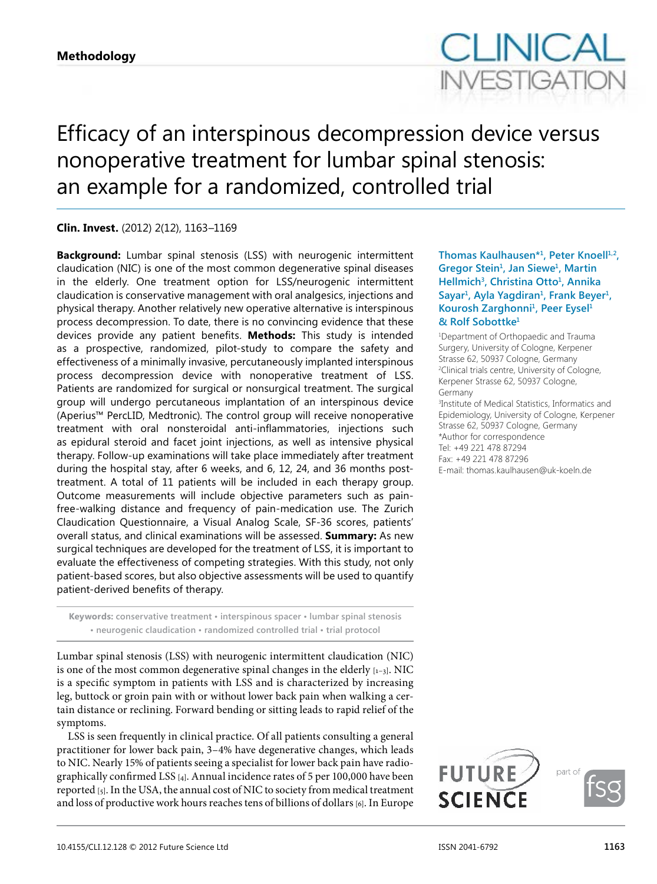**Methodology**

# Efficacy of an interspinous decompression device versus nonoperative treatment for lumbar spinal stenosis: an example for a randomized, controlled trial

**Clin. Invest.** (2012) 2(12), 1163–1169

Thomas Kaulhausen*[1], Peter Knoell[1,2], Gregor Stein[1], Jan Siewe[1], Martin Hellmich[3], Christina Otto[1], Annika Sayar[1], Ayla Yagdiran[1], Frank Beyer[1], Kourosh Zarghonni[1], Peer Eysel[1] & Rolf Sobottke[1]

[1]Department of Orthopaedic and Trauma Surgery, University of Cologne, Kerpener Strasse 62, 50937 Cologne, Germany
[2]Clinical trials centre, University of Cologne, Kerpener Strasse 62, 50937 Cologne, Germany
[3]Institute of Medical Statistics, Informatics and Epidemiology, University of Cologne, Kerpener Strasse 62, 50937 Cologne, Germany
*Author for correspondence
Tel: +49 221 478 87294
Fax: +49 221 478 87296
E-mail: thomas.kaulhausen@uk-koeln.de

**Background:** Lumbar spinal stenosis (LSS) with neurogenic intermittent claudication (NIC) is one of the most common degenerative spinal diseases in the elderly. One treatment option for LSS/neurogenic intermittent claudication is conservative management with oral analgesics, injections and physical therapy. Another relatively new operative alternative is interspinous process decompression. To date, there is no convincing evidence that these devices provide any patient benefits. **Methods:** This study is intended as a prospective, randomized, pilot-study to compare the safety and effectiveness of a minimally invasive, percutaneously implanted interspinous process decompression device with nonoperative treatment of LSS. Patients are randomized for surgical or nonsurgical treatment. The surgical group will undergo percutaneous implantation of an interspinous device (Aperius™ PercLID, Medtronic). The control group will receive nonoperative treatment with oral nonsteroidal anti-inflammatories, injections such as epidural steroid and facet joint injections, as well as intensive physical therapy. Follow-up examinations will take place immediately after treatment during the hospital stay, after 6 weeks, and 6, 12, 24, and 36 months post-treatment. A total of 11 patients will be included in each therapy group. Outcome measurements will include objective parameters such as pain-free-walking distance and frequency of pain-medication use. The Zurich Claudication Questionnaire, a Visual Analog Scale, SF-36 scores, patients' overall status, and clinical examinations will be assessed. **Summary:** As new surgical techniques are developed for the treatment of LSS, it is important to evaluate the effectiveness of competing strategies. With this study, not only patient-based scores, but also objective assessments will be used to quantify patient-derived benefits of therapy.

**Keywords:** conservative treatment • interspinous spacer • lumbar spinal stenosis • neurogenic claudication • randomized controlled trial • trial protocol

Lumbar spinal stenosis (LSS) with neurogenic intermittent claudication (NIC) is one of the most common degenerative spinal changes in the elderly [1–3]. NIC is a specific symptom in patients with LSS and is characterized by increasing leg, buttock or groin pain with or without lower back pain when walking a certain distance or reclining. Forward bending or sitting leads to rapid relief of the symptoms.

LSS is seen frequently in clinical practice. Of all patients consulting a general practitioner for lower back pain, 3–4% have degenerative changes, which leads to NIC. Nearly 15% of patients seeing a specialist for lower back pain have radiographically confirmed LSS [4]. Annual incidence rates of 5 per 100,000 have been reported [5]. In the USA, the annual cost of NIC to society from medical treatment and loss of productive work hours reaches tens of billions of dollars [6]. In Europe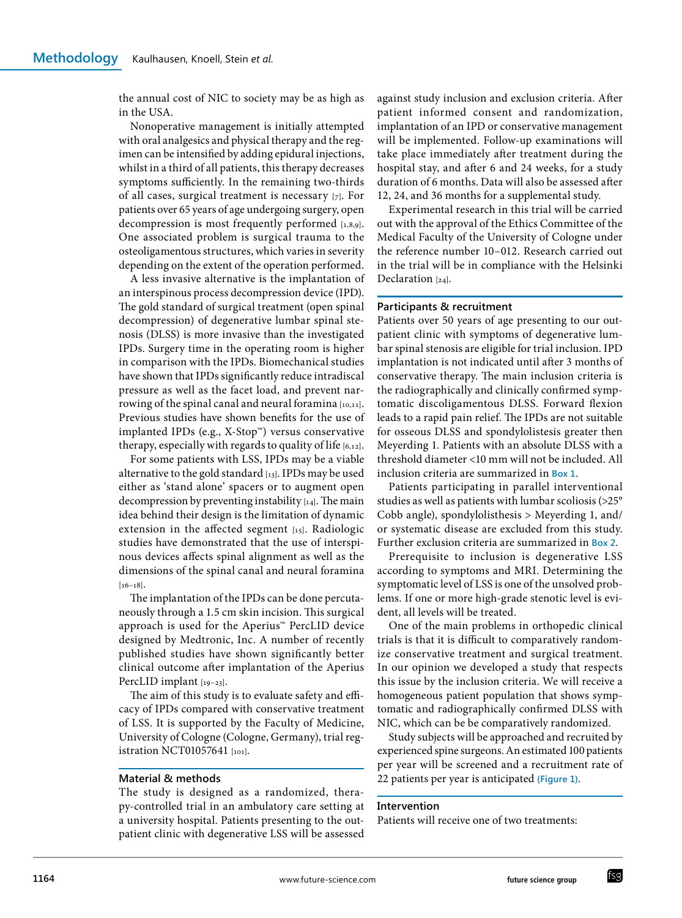the annual cost of NIC to society may be as high as in the USA.

Nonoperative management is initially attempted with oral analgesics and physical therapy and the regimen can be intensified by adding epidural injections, whilst in a third of all patients, this therapy decreases symptoms sufficiently. In the remaining two-thirds of all cases, surgical treatment is necessary [7]. For patients over 65 years of age undergoing surgery, open decompression is most frequently performed [1,8,9]. One associated problem is surgical trauma to the osteoligamentous structures, which varies in severity depending on the extent of the operation performed.

A less invasive alternative is the implantation of an interspinous process decompression device (IPD). The gold standard of surgical treatment (open spinal decompression) of degenerative lumbar spinal stenosis (DLSS) is more invasive than the investigated IPDs. Surgery time in the operating room is higher in comparison with the IPDs. Biomechanical studies have shown that IPDs significantly reduce intradiscal pressure as well as the facet load, and prevent narrowing of the spinal canal and neural foramina [10,11]. Previous studies have shown benefits for the use of implanted IPDs (e.g., X-Stop™) versus conservative therapy, especially with regards to quality of life [6,12].

For some patients with LSS, IPDs may be a viable alternative to the gold standard [13]. IPDs may be used either as 'stand alone' spacers or to augment open decompression by preventing instability [14]. The main idea behind their design is the limitation of dynamic extension in the affected segment [15]. Radiologic studies have demonstrated that the use of interspinous devices affects spinal alignment as well as the dimensions of the spinal canal and neural foramina [16–18].

The implantation of the IPDs can be done percutaneously through a 1.5 cm skin incision. This surgical approach is used for the Aperius™ PercLID device designed by Medtronic, Inc. A number of recently published studies have shown significantly better clinical outcome after implantation of the Aperius PercLID implant [19–23].

The aim of this study is to evaluate safety and efficacy of IPDs compared with conservative treatment of LSS. It is supported by the Faculty of Medicine, University of Cologne (Cologne, Germany), trial registration NCT01057641 [101].

## Material & methods

The study is designed as a randomized, therapy-controlled trial in an ambulatory care setting at a university hospital. Patients presenting to the outpatient clinic with degenerative LSS will be assessed against study inclusion and exclusion criteria. After patient informed consent and randomization, implantation of an IPD or conservative management will be implemented. Follow-up examinations will take place immediately after treatment during the hospital stay, and after 6 and 24 weeks, for a study duration of 6 months. Data will also be assessed after 12, 24, and 36 months for a supplemental study.

Experimental research in this trial will be carried out with the approval of the Ethics Committee of the Medical Faculty of the University of Cologne under the reference number 10–012. Research carried out in the trial will be in compliance with the Helsinki Declaration [24].

### Participants & recruitment

Patients over 50 years of age presenting to our outpatient clinic with symptoms of degenerative lumbar spinal stenosis are eligible for trial inclusion. IPD implantation is not indicated until after 3 months of conservative therapy. The main inclusion criteria is the radiographically and clinically confirmed symptomatic discoligamentous DLSS. Forward flexion leads to a rapid pain relief. The IPDs are not suitable for osseous DLSS and spondylolisthesis greater then Meyerding 1. Patients with an absolute DLSS with a threshold diameter <10 mm will not be included. All inclusion criteria are summarized in Box 1.

Patients participating in parallel interventional studies as well as patients with lumbar scoliosis (>25° Cobb angle), spondylolisthesis > Meyerding 1, and/or systematic disease are excluded from this study. Further exclusion criteria are summarized in Box 2.

Prerequisite to inclusion is degenerative LSS according to symptoms and MRI. Determining the symptomatic level of LSS is one of the unsolved problems. If one or more high-grade stenotic level is evident, all levels will be treated.

One of the main problems in orthopedic clinical trials is that it is difficult to comparatively randomize conservative treatment and surgical treatment. In our opinion we developed a study that respects this issue by the inclusion criteria. We will receive a homogeneous patient population that shows symptomatic and radiographically confirmed DLSS with NIC, which can be be comparatively randomized.

Study subjects will be approached and recruited by experienced spine surgeons. An estimated 100 patients per year will be screened and a recruitment rate of 22 patients per year is anticipated (Figure 1).

### Intervention

Patients will receive one of two treatments: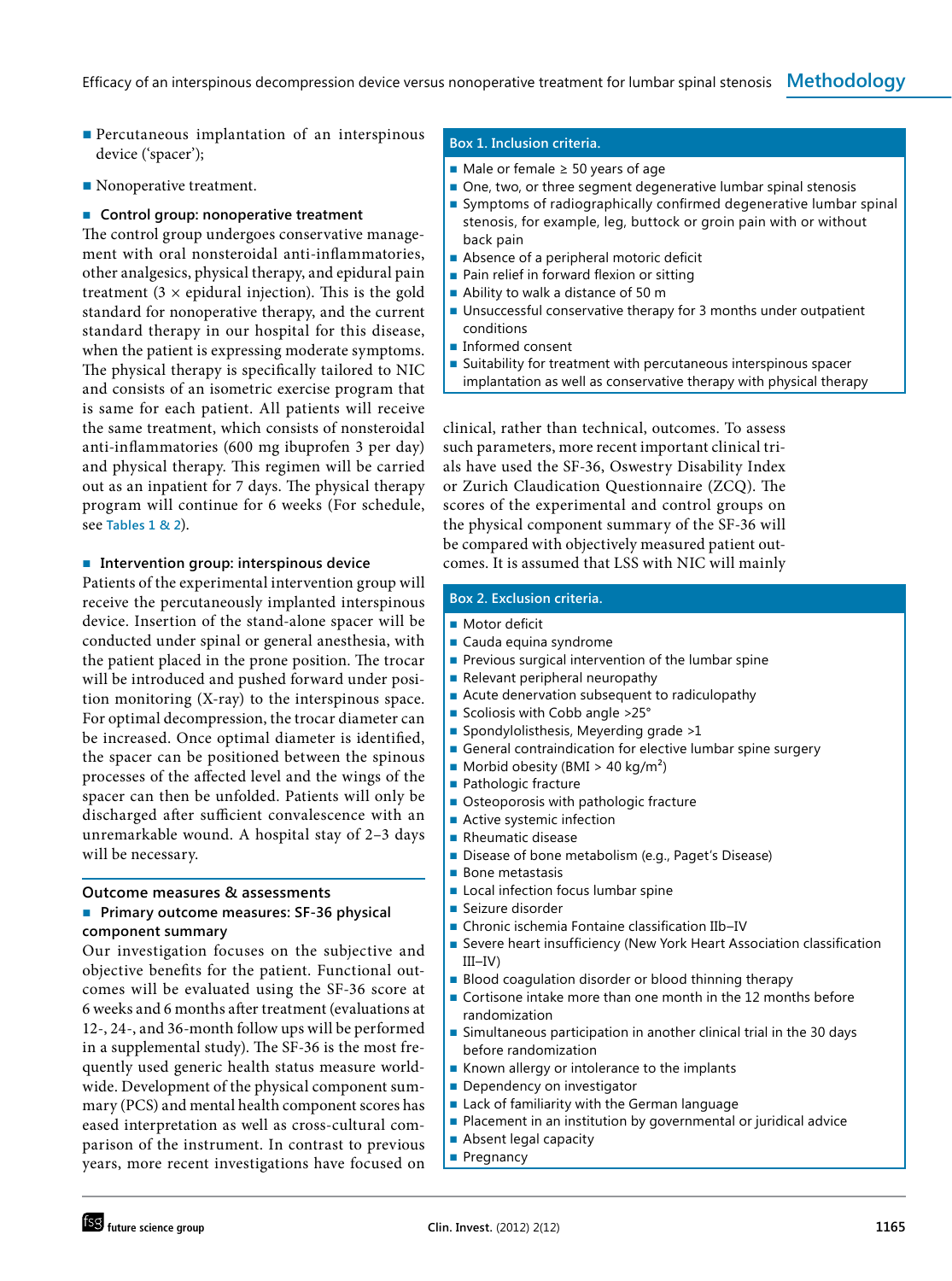- Percutaneous implantation of an interspinous device ('spacer');
- Nonoperative treatment.

### Control group: nonoperative treatment

The control group undergoes conservative management with oral nonsteroidal anti-inflammatories, other analgesics, physical therapy, and epidural pain treatment (3 × epidural injection). This is the gold standard for nonoperative therapy, and the current standard therapy in our hospital for this disease, when the patient is expressing moderate symptoms. The physical therapy is specifically tailored to NIC and consists of an isometric exercise program that is same for each patient. All patients will receive the same treatment, which consists of nonsteroidal anti-inflammatories (600 mg ibuprofen 3 per day) and physical therapy. This regimen will be carried out as an inpatient for 7 days. The physical therapy program will continue for 6 weeks (For schedule, see Tables 1 & 2).

### Intervention group: interspinous device

Patients of the experimental intervention group will receive the percutaneously implanted interspinous device. Insertion of the stand-alone spacer will be conducted under spinal or general anesthesia, with the patient placed in the prone position. The trocar will be introduced and pushed forward under position monitoring (X-ray) to the interspinous space. For optimal decompression, the trocar diameter can be increased. Once optimal diameter is identified, the spacer can be positioned between the spinous processes of the affected level and the wings of the spacer can then be unfolded. Patients will only be discharged after sufficient convalescence with an unremarkable wound. A hospital stay of 2–3 days will be necessary.

## Outcome measures & assessments

### Primary outcome measures: SF-36 physical component summary

Our investigation focuses on the subjective and objective benefits for the patient. Functional outcomes will be evaluated using the SF-36 score at 6 weeks and 6 months after treatment (evaluations at 12-, 24-, and 36-month follow ups will be performed in a supplemental study). The SF-36 is the most frequently used generic health status measure worldwide. Development of the physical component summary (PCS) and mental health component scores has eased interpretation as well as cross-cultural comparison of the instrument. In contrast to previous years, more recent investigations have focused on clinical, rather than technical, outcomes. To assess such parameters, more recent important clinical trials have used the SF-36, Oswestry Disability Index or Zurich Claudication Questionnaire (ZCQ). The scores of the experimental and control groups on the physical component summary of the SF-36 will be compared with objectively measured patient outcomes. It is assumed that LSS with NIC will mainly

**Box 1. Inclusion criteria.**

- Male or female ≥ 50 years of age
- One, two, or three segment degenerative lumbar spinal stenosis
- Symptoms of radiographically confirmed degenerative lumbar spinal stenosis, for example, leg, buttock or groin pain with or without back pain
- Absence of a peripheral motoric deficit
- Pain relief in forward flexion or sitting
- Ability to walk a distance of 50 m
- Unsuccessful conservative therapy for 3 months under outpatient conditions
- Informed consent
- Suitability for treatment with percutaneous interspinous spacer implantation as well as conservative therapy with physical therapy

**Box 2. Exclusion criteria.**

- Motor deficit
- Cauda equina syndrome
- Previous surgical intervention of the lumbar spine
- Relevant peripheral neuropathy
- Acute denervation subsequent to radiculopathy
- Scoliosis with Cobb angle >25°
- Spondylolisthesis, Meyerding grade >1
- General contraindication for elective lumbar spine surgery
- Morbid obesity (BMI > 40 kg/m²)
- Pathologic fracture
- Osteoporosis with pathologic fracture
- Active systemic infection
- Rheumatic disease
- Disease of bone metabolism (e.g., Paget's Disease)
- Bone metastasis
- Local infection focus lumbar spine
- Seizure disorder
- Chronic ischemia Fontaine classification IIb–IV
- Severe heart insufficiency (New York Heart Association classification III–IV)
- Blood coagulation disorder or blood thinning therapy
- Cortisone intake more than one month in the 12 months before randomization
- Simultaneous participation in another clinical trial in the 30 days before randomization
- Known allergy or intolerance to the implants
- Dependency on investigator
- Lack of familiarity with the German language
- Placement in an institution by governmental or juridical advice
- Absent legal capacity
- Pregnancy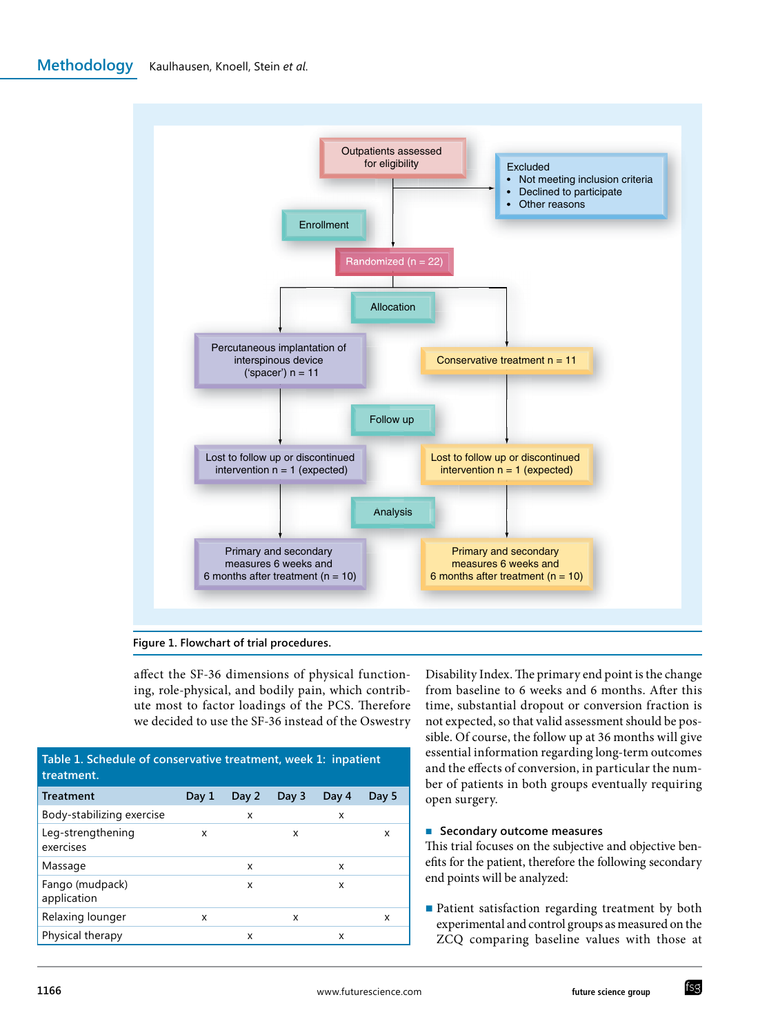Outpatients assessed for eligibility

Excluded
- Not meeting inclusion criteria
- Declined to participate
- Other reasons

Enrollment

Randomized (n = 22)

Allocation

Percutaneous implantation of interspinous device ('spacer') n = 11

Conservative treatment n = 11

Follow up

Lost to follow up or discontinued intervention n = 1 (expected)

Lost to follow up or discontinued intervention n = 1 (expected)

Analysis

Primary and secondary measures 6 weeks and 6 months after treatment (n = 10)

Primary and secondary measures 6 weeks and 6 months after treatment (n = 10)

**Figure 1. Flowchart of trial procedures.**

affect the SF-36 dimensions of physical functioning, role-physical, and bodily pain, which contribute most to factor loadings of the PCS. Therefore we decided to use the SF-36 instead of the Oswestry Disability Index. The primary end point is the change from baseline to 6 weeks and 6 months. After this time, substantial dropout or conversion fraction is not expected, so that valid assessment should be possible. Of course, the follow up at 36 months will give essential information regarding long-term outcomes and the effects of conversion, in particular the number of patients in both groups eventually requiring open surgery.

**Table 1. Schedule of conservative treatment, week 1: inpatient treatment.**

| Treatment | Day 1 | Day 2 | Day 3 | Day 4 | Day 5 |
|---|---|---|---|---|---|
| Body-stabilizing exercise | | x | | x | |
| Leg-strengthening exercises | x | | x | | x |
| Massage | | x | | x | |
| Fango (mudpack) application | | x | | x | |
| Relaxing lounger | x | | x | | x |
| Physical therapy | | x | | x | |

## Secondary outcome measures

This trial focuses on the subjective and objective benefits for the patient, therefore the following secondary end points will be analyzed:

- Patient satisfaction regarding treatment by both experimental and control groups as measured on the ZCQ comparing baseline values with those at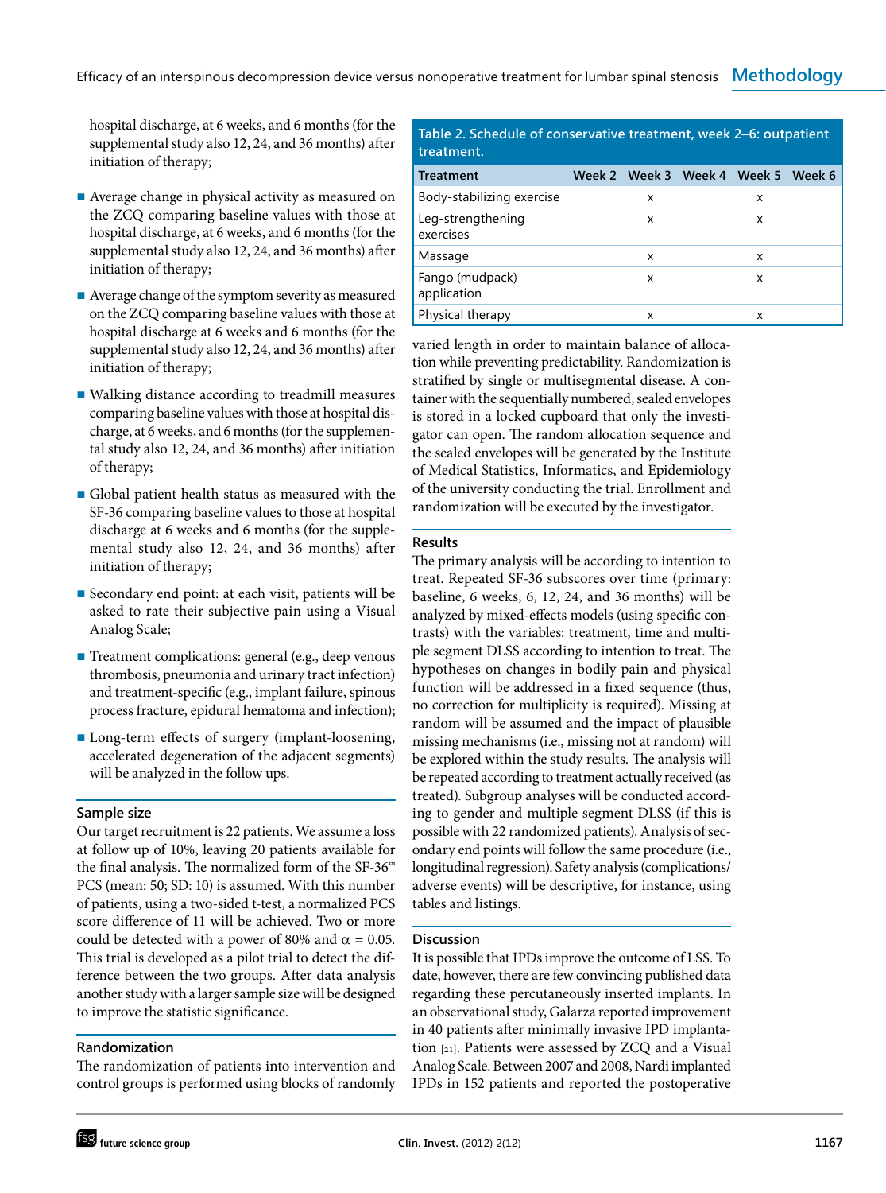hospital discharge, at 6 weeks, and 6 months (for the supplemental study also 12, 24, and 36 months) after initiation of therapy;

- Average change in physical activity as measured on the ZCQ comparing baseline values with those at hospital discharge, at 6 weeks, and 6 months (for the supplemental study also 12, 24, and 36 months) after initiation of therapy;
- Average change of the symptom severity as measured on the ZCQ comparing baseline values with those at hospital discharge at 6 weeks and 6 months (for the supplemental study also 12, 24, and 36 months) after initiation of therapy;
- Walking distance according to treadmill measures comparing baseline values with those at hospital discharge, at 6 weeks, and 6 months (for the supplemental study also 12, 24, and 36 months) after initiation of therapy;
- Global patient health status as measured with the SF-36 comparing baseline values to those at hospital discharge at 6 weeks and 6 months (for the supplemental study also 12, 24, and 36 months) after initiation of therapy;
- Secondary end point: at each visit, patients will be asked to rate their subjective pain using a Visual Analog Scale;
- Treatment complications: general (e.g., deep venous thrombosis, pneumonia and urinary tract infection) and treatment-specific (e.g., implant failure, spinous process fracture, epidural hematoma and infection);
- Long-term effects of surgery (implant-loosening, accelerated degeneration of the adjacent segments) will be analyzed in the follow ups.

## Sample size

Our target recruitment is 22 patients. We assume a loss at follow up of 10%, leaving 20 patients available for the final analysis. The normalized form of the SF-36™ PCS (mean: 50; SD: 10) is assumed. With this number of patients, using a two-sided t-test, a normalized PCS score difference of 11 will be achieved. Two or more could be detected with a power of 80% and $\alpha = 0.05$. This trial is developed as a pilot trial to detect the difference between the two groups. After data analysis another study with a larger sample size will be designed to improve the statistic significance.

## Randomization

The randomization of patients into intervention and control groups is performed using blocks of randomly varied length in order to maintain balance of allocation while preventing predictability. Randomization is stratified by single or multisegmental disease. A container with the sequentially numbered, sealed envelopes is stored in a locked cupboard that only the investigator can open. The random allocation sequence and the sealed envelopes will be generated by the Institute of Medical Statistics, Informatics, and Epidemiology of the university conducting the trial. Enrollment and randomization will be executed by the investigator.

**Table 2. Schedule of conservative treatment, week 2–6: outpatient treatment.**

| Treatment | Week 2 | Week 3 | Week 4 | Week 5 | Week 6 |
|---|---|---|---|---|---|
| Body-stabilizing exercise | | x | | x | |
| Leg-strengthening exercises | | x | | x | |
| Massage | | x | | x | |
| Fango (mudpack) application | | x | | x | |
| Physical therapy | | x | | x | |

## Results

The primary analysis will be according to intention to treat. Repeated SF-36 subscores over time (primary: baseline, 6 weeks, 6, 12, 24, and 36 months) will be analyzed by mixed-effects models (using specific contrasts) with the variables: treatment, time and multiple segment DLSS according to intention to treat. The hypotheses on changes in bodily pain and physical function will be addressed in a fixed sequence (thus, no correction for multiplicity is required). Missing at random will be assumed and the impact of plausible missing mechanisms (i.e., missing not at random) will be explored within the study results. The analysis will be repeated according to treatment actually received (as treated). Subgroup analyses will be conducted according to gender and multiple segment DLSS (if this is possible with 22 randomized patients). Analysis of secondary end points will follow the same procedure (i.e., longitudinal regression). Safety analysis (complications/adverse events) will be descriptive, for instance, using tables and listings.

## Discussion

It is possible that IPDs improve the outcome of LSS. To date, however, there are few convincing published data regarding these percutaneously inserted implants. In an observational study, Galarza reported improvement in 40 patients after minimally invasive IPD implantation [21]. Patients were assessed by ZCQ and a Visual Analog Scale. Between 2007 and 2008, Nardi implanted IPDs in 152 patients and reported the postoperative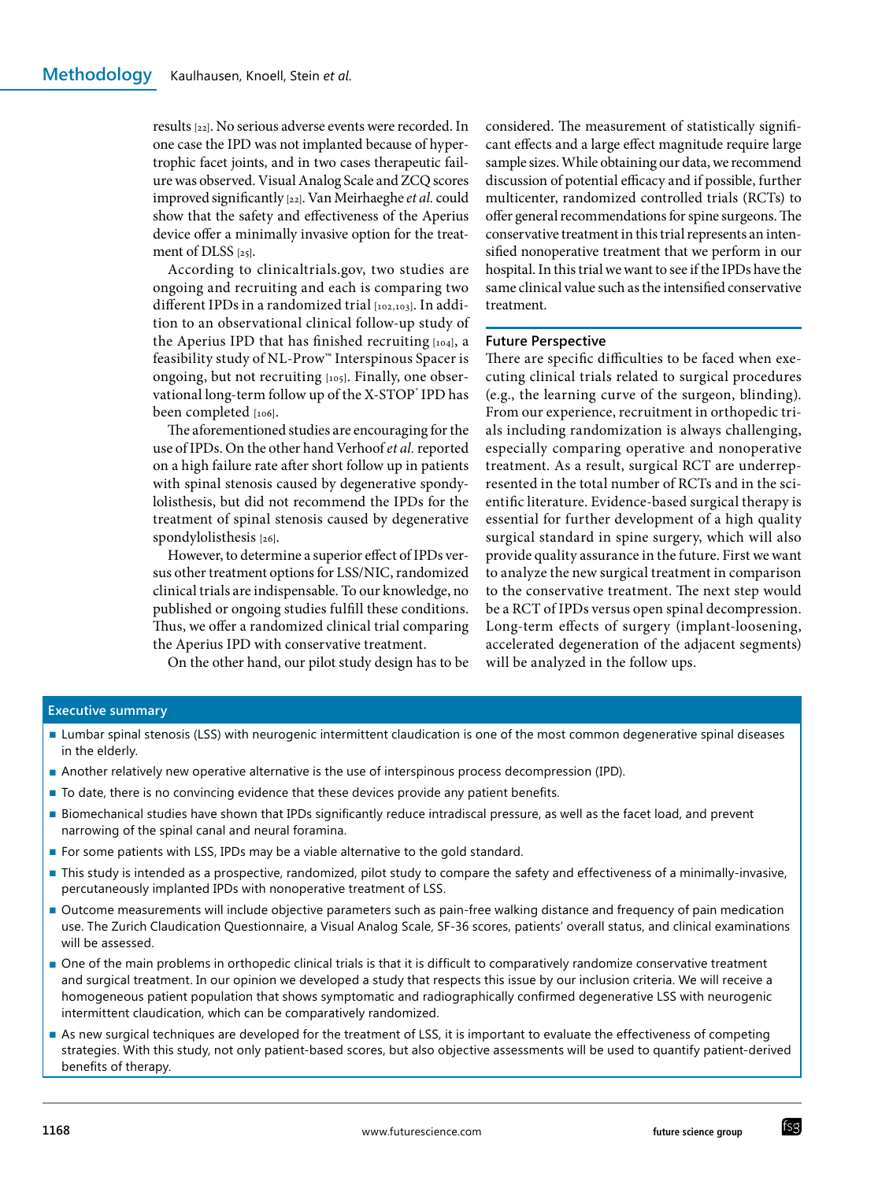results [22]. No serious adverse events were recorded. In one case the IPD was not implanted because of hypertrophic facet joints, and in two cases therapeutic failure was observed. Visual Analog Scale and ZCQ scores improved significantly [22]. Van Meirhaeghe *et al.* could show that the safety and effectiveness of the Aperius device offer a minimally invasive option for the treatment of DLSS [25].

According to clinicaltrials.gov, two studies are ongoing and recruiting and each is comparing two different IPDs in a randomized trial [102,103]. In addition to an observational clinical follow-up study of the Aperius IPD that has finished recruiting [104], a feasibility study of NL-Prow™ Interspinous Spacer is ongoing, but not recruiting [105]. Finally, one observational long-term follow up of the X-STOP® IPD has been completed [106].

The aforementioned studies are encouraging for the use of IPDs. On the other hand Verhoof *et al.* reported on a high failure rate after short follow up in patients with spinal stenosis caused by degenerative spondylolisthesis, but did not recommend the IPDs for the treatment of spinal stenosis caused by degenerative spondylolisthesis [26].

However, to determine a superior effect of IPDs versus other treatment options for LSS/NIC, randomized clinical trials are indispensable. To our knowledge, no published or ongoing studies fulfill these conditions. Thus, we offer a randomized clinical trial comparing the Aperius IPD with conservative treatment.

On the other hand, our pilot study design has to be considered. The measurement of statistically significant effects and a large effect magnitude require large sample sizes. While obtaining our data, we recommend discussion of potential efficacy and if possible, further multicenter, randomized controlled trials (RCTs) to offer general recommendations for spine surgeons. The conservative treatment in this trial represents an intensified nonoperative treatment that we perform in our hospital. In this trial we want to see if the IPDs have the same clinical value such as the intensified conservative treatment.

## Future Perspective

There are specific difficulties to be faced when executing clinical trials related to surgical procedures (e.g., the learning curve of the surgeon, blinding). From our experience, recruitment in orthopedic trials including randomization is always challenging, especially comparing operative and nonoperative treatment. As a result, surgical RCT are underrepresented in the total number of RCTs and in the scientific literature. Evidence-based surgical therapy is essential for further development of a high quality surgical standard in spine surgery, which will also provide quality assurance in the future. First we want to analyze the new surgical treatment in comparison to the conservative treatment. The next step would be a RCT of IPDs versus open spinal decompression. Long-term effects of surgery (implant-loosening, accelerated degeneration of the adjacent segments) will be analyzed in the follow ups.

## Executive summary

- Lumbar spinal stenosis (LSS) with neurogenic intermittent claudication is one of the most common degenerative spinal diseases in the elderly.
- Another relatively new operative alternative is the use of interspinous process decompression (IPD).
- To date, there is no convincing evidence that these devices provide any patient benefits.
- Biomechanical studies have shown that IPDs significantly reduce intradiscal pressure, as well as the facet load, and prevent narrowing of the spinal canal and neural foramina.
- For some patients with LSS, IPDs may be a viable alternative to the gold standard.
- This study is intended as a prospective, randomized, pilot study to compare the safety and effectiveness of a minimally-invasive, percutaneously implanted IPDs with nonoperative treatment of LSS.
- Outcome measurements will include objective parameters such as pain-free walking distance and frequency of pain medication use. The Zurich Claudication Questionnaire, a Visual Analog Scale, SF-36 scores, patients' overall status, and clinical examinations will be assessed.
- One of the main problems in orthopedic clinical trials is that it is difficult to comparatively randomize conservative treatment and surgical treatment. In our opinion we developed a study that respects this issue by our inclusion criteria. We will receive a homogeneous patient population that shows symptomatic and radiographically confirmed degenerative LSS with neurogenic intermittent claudication, which can be comparatively randomized.
- As new surgical techniques are developed for the treatment of LSS, it is important to evaluate the effectiveness of competing strategies. With this study, not only patient-based scores, but also objective assessments will be used to quantify patient-derived benefits of therapy.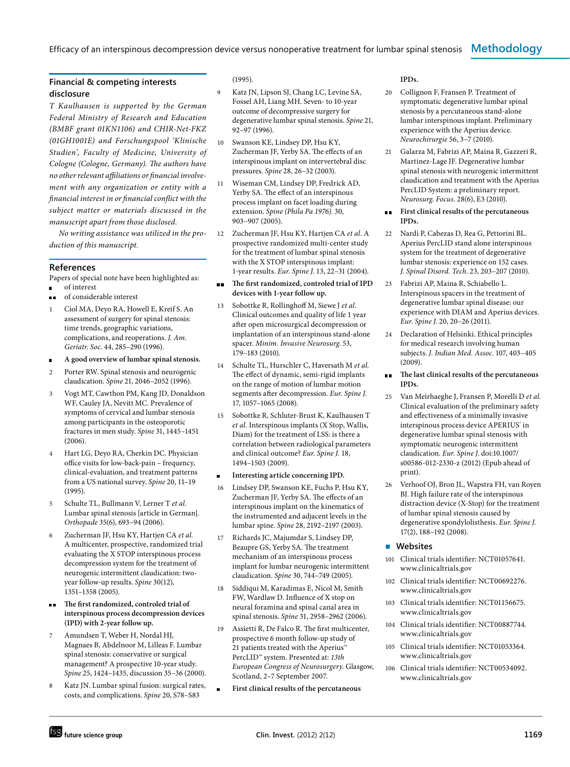## Financial & competing interests disclosure

*T Kaulhausen is supported by the German Federal Ministry of Research and Education (BMBF grant 01KN1106) and CHIR-Net-FKZ (01GH1001E) and Forschungspool 'Klinische Studien', Faculty of Medicine, University of Cologne (Cologne, Germany). The authors have no other relevant affiliations or financial involvement with any organization or entity with a financial interest in or financial conflict with the subject matter or materials discussed in the manuscript apart from those disclosed.*

*No writing assistance was utilized in the production of this manuscript.*

## References

Papers of special note have been highlighted as:
- ▪ of interest
- ▪▪ of considerable interest

1. Ciol MA, Deyo RA, Howell E, Kreif S. An assessment of surgery for spinal stenosis: time trends, geographic variations, complications, and reoperations. *J. Am. Geriatr. Soc.* 44, 285–290 (1996).
   - ▪ **A good overview of lumbar spinal stenosis.**
2. Porter RW. Spinal stenosis and neurogenic claudication. *Spine* 21, 2046–2052 (1996).
3. Vogt MT, Cawthon PM, Kang JD, Donaldson WF, Cauley JA, Nevitt MC. Prevalence of symptoms of cervical and lumbar stenosis among participants in the osteoporotic fractures in men study. *Spine* 31, 1445–1451 (2006).
4. Hart LG, Deyo RA, Cherkin DC. Physician office visits for low-back-pain – frequency, clinical-evaluation, and treatment patterns from a US national survey. *Spine* 20, 11–19 (1995).
5. Schulte TL, Bullmann V, Lerner T *et al.* Lumbar spinal stenosis [article in German]. *Orthopade* 35(6), 693–94 (2006).
6. Zucherman JF, Hsu KY, Hartjen CA *et al.* A multicenter, prospective, randomized trial evaluating the X STOP interspinous process decompression system for the treatment of neurogenic intermittent claudication: two-year follow-up results. *Spine* 30(12), 1351–1358 (2005).
   - ▪▪ **The first randomized, controled trial of interspinous process decompression devices (IPD) with 2-year follow up.**
7. Amundsen T, Weber H, Nordal HJ, Magnaes B, Abdelnoor M, Lilleas F. Lumbar spinal stenosis: conservative or surgical management? A prospective 10-year study. *Spine* 25, 1424–1435, discussion 35–36 (2000).
8. Katz JN. Lumbar spinal fusion: surgical rates, costs, and complications. *Spine* 20, S78–S83 (1995).
9. Katz JN, Lipson SJ, Chang LC, Levine SA, Fossel AH, Liang MH. Seven- to 10-year outcome of decompressive surgery for degenerative lumbar spinal stenosis. *Spine* 21, 92–97 (1996).
10. Swanson KE, Lindsey DP, Hsu KY, Zucherman JF, Yerby SA. The effects of an interspinous implant on intervertebral disc pressures. *Spine* 28, 26–32 (2003).
11. Wiseman CM, Lindsey DP, Fredrick AD, Yerby SA. The effect of an interspinous process implant on facet loading during extension. *Spine (Phila Pa 1976).* 30, 903–907 (2005).
12. Zucherman JF, Hsu KY, Hartjen CA *et al.* A prospective randomized multi-center study for the treatment of lumbar spinal stenosis with the X STOP interspinous implant: 1-year results. *Eur. Spine J.* 13, 22–31 (2004).
    - ▪▪ **The first randomized, controled trial of IPD devices with 1-year follow up.**
13. Sobottke R, Rollinghoff M, Siewe J *et al.* Clinical outcomes and quality of life 1 year after open microsurgical decompression or implantation of an interspinous stand-alone spacer. *Minim. Invasive Neurosurg.* 53, 179–183 (2010).
14. Schulte TL, Hurschler C, Haversath M *et al.* The effect of dynamic, semi-rigid implants on the range of motion of lumbar motion segments after decompression. *Eur. Spine J.* 17, 1057–1065 (2008).
15. Sobottke R, Schluter-Brust K, Kaulhausen T *et al.* Interspinous implants (X Stop, Wallis, Diam) for the treatment of LSS: is there a correlation between radiological parameters and clinical outcome? *Eur. Spine J.* 18, 1494–1503 (2009).
    - ▪ **Interesting article concerning IPD.**
16. Lindsey DP, Swanson KE, Fuchs P, Hsu KY, Zucherman JF, Yerby SA. The effects of an interspinous implant on the kinematics of the instrumented and adjacent levels in the lumbar spine. *Spine* 28, 2192–2197 (2003).
17. Richards JC, Majumdar S, Lindsey DP, Beaupre GS, Yerby SA. The treatment mechanism of an interspinous process implant for lumbar neurogenic intermittent claudication. *Spine* 30, 744–749 (2005).
18. Siddiqui M, Karadimas E, Nicol M, Smith FW, Wardlaw D. Influence of X stop on neural foramina and spinal canal area in spinal stenosis. *Spine* 31, 2958–2962 (2006).
19. Assietti R, De Falco R. The first multicenter, prospective 6 month follow-up study of 21 patients treated with the Aperius™ PercLID™ system. Presented at: *13th European Congress of Neurosurgery.* Glasgow, Scotland, 2–7 September 2007.
    - ▪ **First clinical results of the percutaneous IPDs.**
20. Collignon F, Fransen P. Treatment of symptomatic degenerative lumbar spinal stenosis by a percutaneous stand-alone lumbar interspinous implant. Preliminary experience with the Aperius device. *Neurochirurgie* 56, 3–7 (2010).
21. Galarza M, Fabrizi AP, Maina R, Gazzeri R, Martinez-Lage JF. Degenerative lumbar spinal stenosis with neurogenic intermittent claudication and treatment with the Aperius PercLID System: a preliminary report. *Neurosurg. Focus.* 28(6), E3 (2010).
    - ▪▪ **First clinical results of the percutaneous IPDs.**
22. Nardi P, Cabezas D, Rea G, Pettorini BL. Aperius PercLID stand alone interspinous system for the treatment of degenerative lumbar stenosis: experience on 152 cases. *J. Spinal Disord. Tech.* 23, 203–207 (2010).
23. Fabrizi AP, Maina R, Schiabello L. Interspinous spacers in the treatment of degenerative lumbar spinal disease: our experience with DIAM and Aperius devices. *Eur. Spine J.* 20, 20–26 (2011).
24. Declaration of Helsinki. Ethical principles for medical research involving human subjects. *J. Indian Med. Assoc.* 107, 403–405 (2009).
    - ▪▪ **The last clinical results of the percutaneous IPDs.**
25. Van Meirhaeghe J, Fransen P, Morelli D *et al.* Clinical evaluation of the preliminary safety and effectiveness of a minimally invasive interspinous process device APERIUS® in degenerative lumbar spinal stenosis with symptomatic neurogenic intermittent claudication. *Eur. Spine J.* doi:10.1007/s00586-012-2330-z (2012) (Epub ahead of print).
26. Verhoof OJ, Bron JL, Wapstra FH, van Royen BJ. High failure rate of the interspinous distraction device (X-Stop) for the treatment of lumbar spinal stenosis caused by degenerative spondylolisthesis. *Eur. Spine J.* 17(2), 188–192 (2008).

## Websites

101. Clinical trials identifier: NCT01057641. www.clinicaltrials.gov
102. Clinical trials identifier: NCT00692276. www.clinicaltrials.gov
103. Clinical trials identifier: NCT01156675. www.clinicaltrials.gov
104. Clinical trials identifier: NCT00887744. www.clinicaltrials.gov
105. Clinical trials identifier: NCT01053364. www.clinicaltrials.gov
106. Clinical trials identifier: NCT00534092. www.clinicaltrials.gov